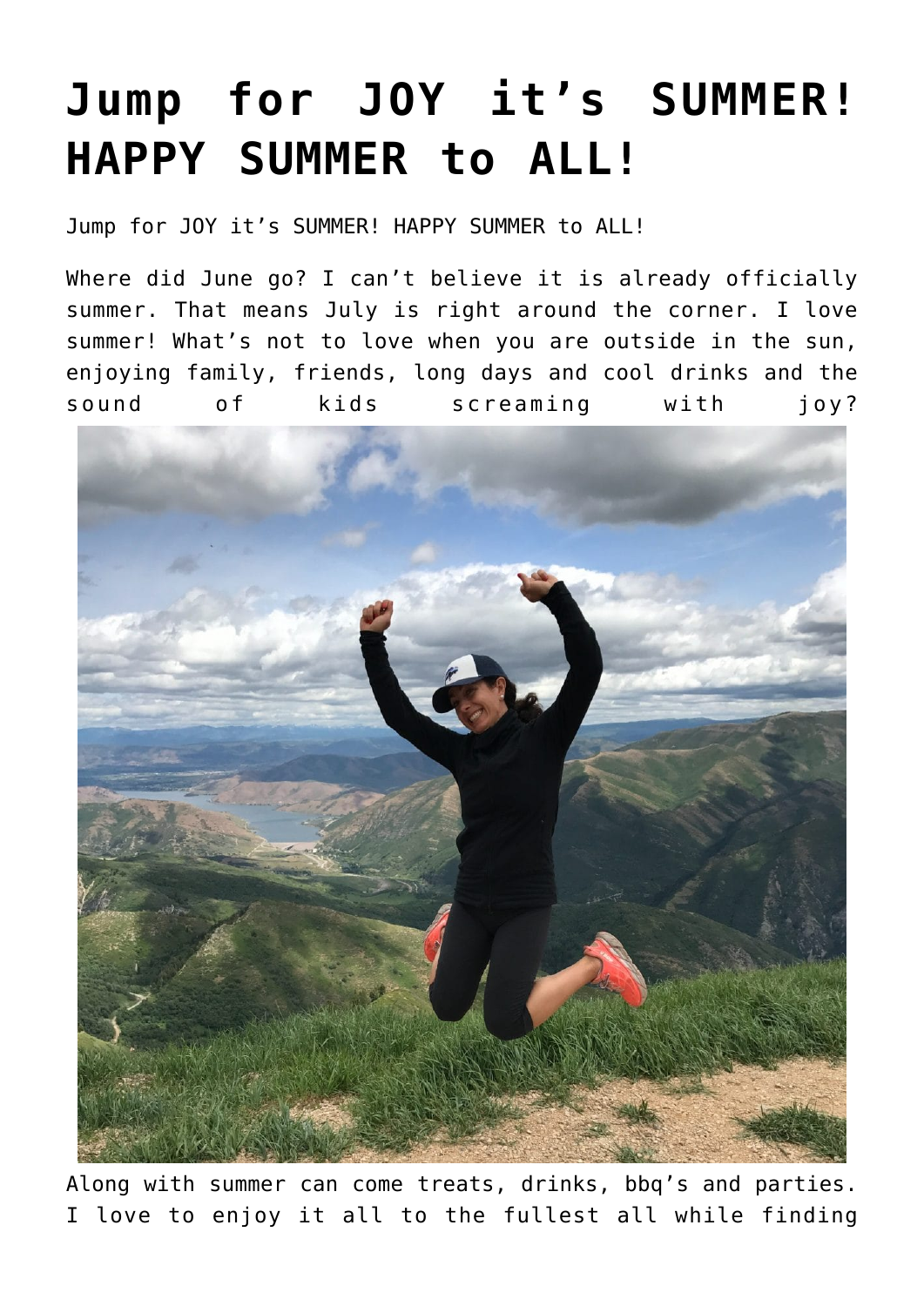# Jump for JOY it's SUMMER! HAPPY SUMMER to ALL!

Jump for JOY it's SUMMER! HAPPY SUMMER to ALL!

Where did June go? I can't believe it is already officially summer. That means July is right around the corner. I love summer! What's not to love when you are outside in the sun, enjoying family, friends, long days and cool drinks and the sound of kids screaming with joy?

Along with summer can come treats, drinks, bbq's and parties. I love to enjoy it all to the fullest all while finding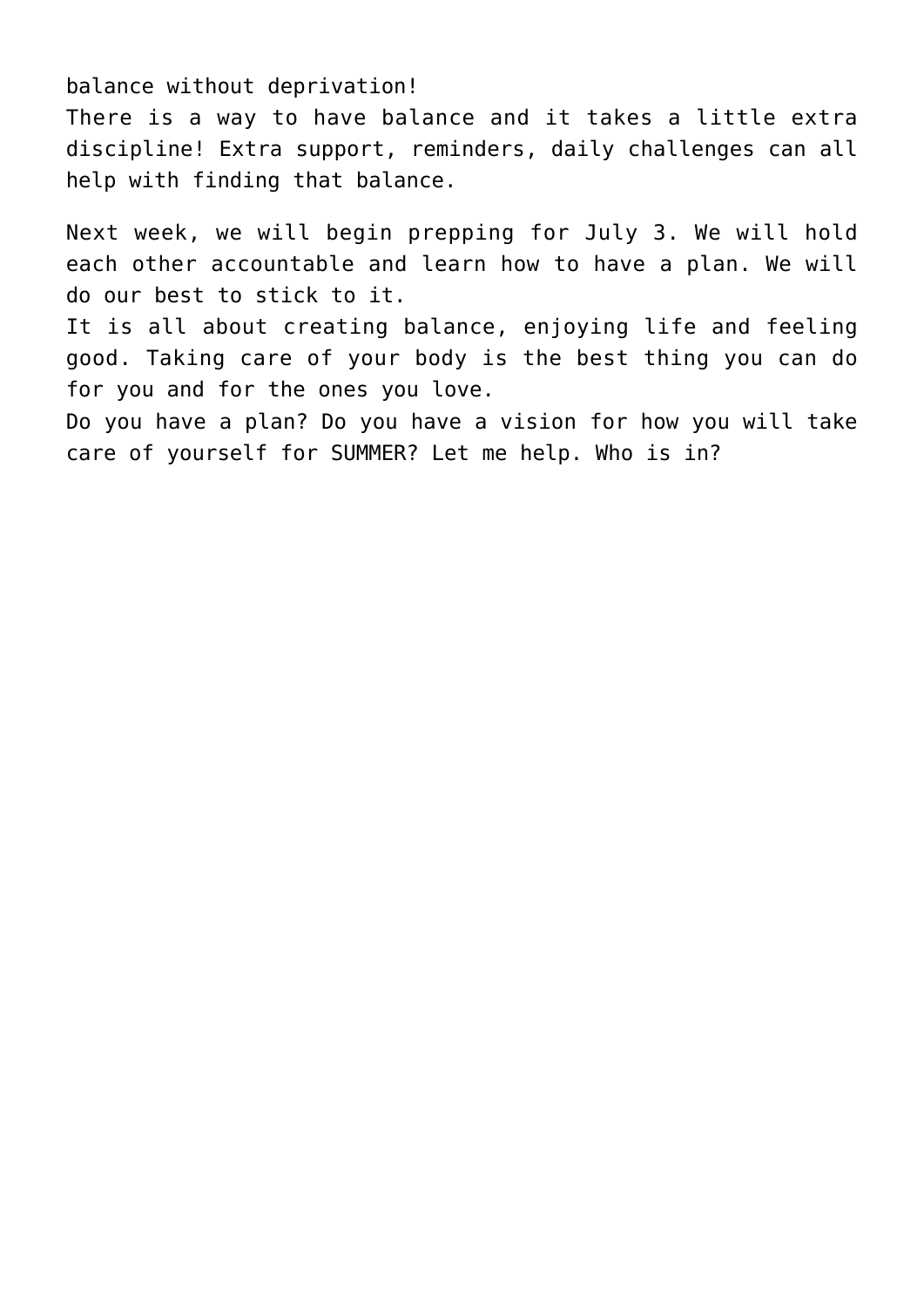balance without deprivation!
There is a way to have balance and it takes a little extra discipline! Extra support, reminders, daily challenges can all help with finding that balance.

Next week, we will begin prepping for July 3. We will hold each other accountable and learn how to have a plan. We will do our best to stick to it.
It is all about creating balance, enjoying life and feeling good. Taking care of your body is the best thing you can do for you and for the ones you love.
Do you have a plan? Do you have a vision for how you will take care of yourself for SUMMER? Let me help. Who is in?